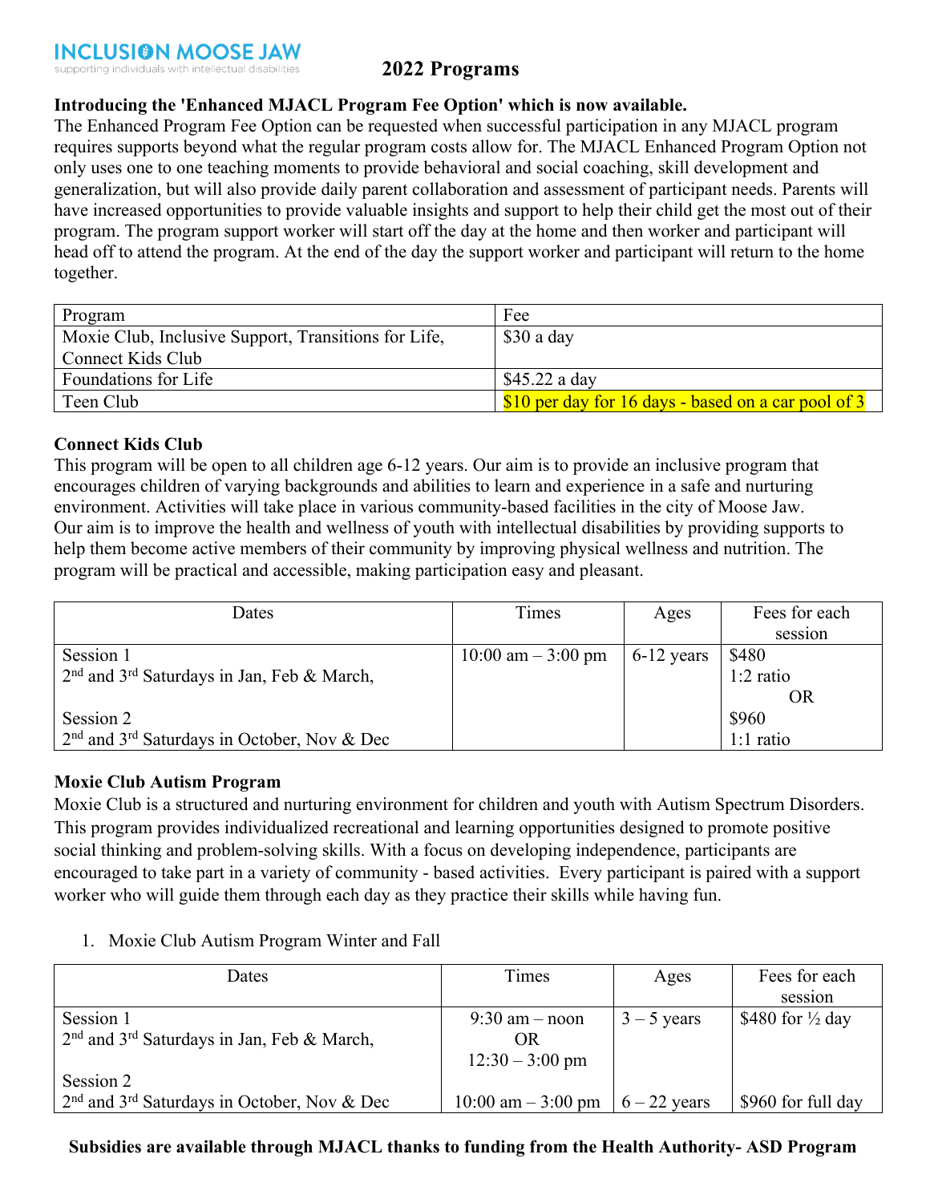INCLUSION MOOSE JAW
supporting individuals with intellectual disabilities

# 2022 Programs

**Introducing the 'Enhanced MJACL Program Fee Option' which is now available.**

The Enhanced Program Fee Option can be requested when successful participation in any MJACL program requires supports beyond what the regular program costs allow for. The MJACL Enhanced Program Option not only uses one to one teaching moments to provide behavioral and social coaching, skill development and generalization, but will also provide daily parent collaboration and assessment of participant needs. Parents will have increased opportunities to provide valuable insights and support to help their child get the most out of their program. The program support worker will start off the day at the home and then worker and participant will head off to attend the program. At the end of the day the support worker and participant will return to the home together.

| Program | Fee |
|---|---|
| Moxie Club, Inclusive Support, Transitions for Life, Connect Kids Club | $30 a day |
| Foundations for Life | $45.22 a day |
| Teen Club | $10 per day for 16 days - based on a car pool of 3 |

### Connect Kids Club

This program will be open to all children age 6-12 years. Our aim is to provide an inclusive program that encourages children of varying backgrounds and abilities to learn and experience in a safe and nurturing environment. Activities will take place in various community-based facilities in the city of Moose Jaw. Our aim is to improve the health and wellness of youth with intellectual disabilities by providing supports to help them become active members of their community by improving physical wellness and nutrition. The program will be practical and accessible, making participation easy and pleasant.

| Dates | Times | Ages | Fees for each session |
|---|---|---|---|
| Session 1<br>2nd and 3rd Saturdays in Jan, Feb & March,<br><br>Session 2<br>2nd and 3rd Saturdays in October, Nov & Dec | 10:00 am – 3:00 pm | 6-12 years | $480<br>1:2 ratio<br>OR<br>$960<br>1:1 ratio |

### Moxie Club Autism Program

Moxie Club is a structured and nurturing environment for children and youth with Autism Spectrum Disorders. This program provides individualized recreational and learning opportunities designed to promote positive social thinking and problem-solving skills. With a focus on developing independence, participants are encouraged to take part in a variety of community - based activities. Every participant is paired with a support worker who will guide them through each day as they practice their skills while having fun.

1. Moxie Club Autism Program Winter and Fall

| Dates | Times | Ages | Fees for each session |
|---|---|---|---|
| Session 1<br>2nd and 3rd Saturdays in Jan, Feb & March, | 9:30 am – noon<br>OR<br>12:30 – 3:00 pm | 3 – 5 years | $480 for ½ day |
| Session 2<br>2nd and 3rd Saturdays in October, Nov & Dec | 10:00 am – 3:00 pm | 6 – 22 years | $960 for full day |

**Subsidies are available through MJACL thanks to funding from the Health Authority- ASD Program**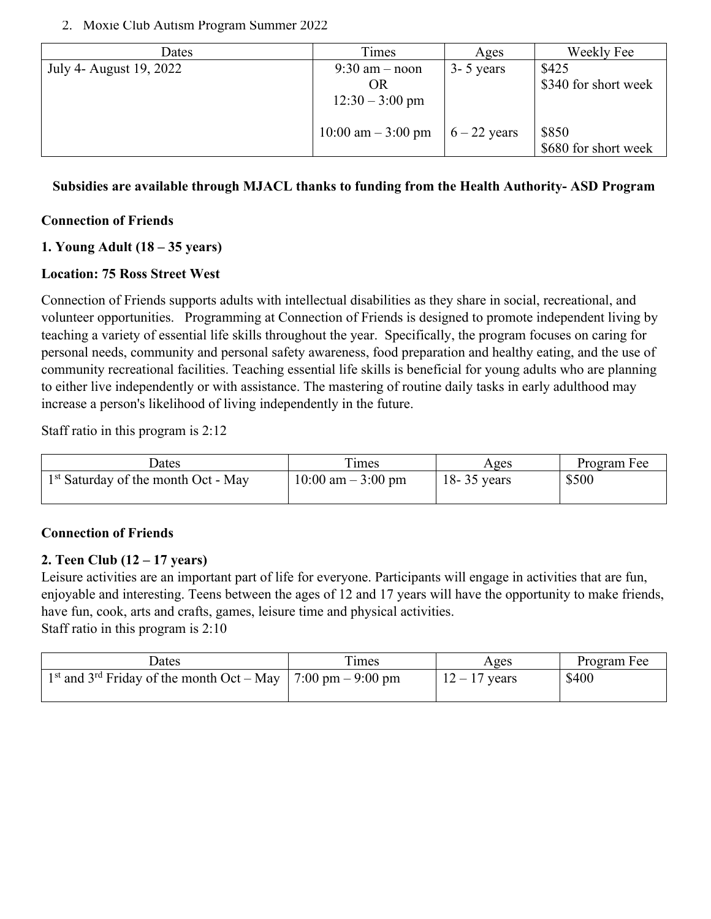2. Moxie Club Autism Program Summer 2022

| Dates | Times | Ages | Weekly Fee |
|---|---|---|---|
| July 4- August 19, 2022 | 9:30 am – noon OR 12:30 – 3:00 pm | 3- 5 years | $425 $340 for short week |
| | 10:00 am – 3:00 pm | 6 – 22 years | $850 $680 for short week |

**Subsidies are available through MJACL thanks to funding from the Health Authority- ASD Program**

**Connection of Friends**

**1. Young Adult (18 – 35 years)**

**Location: 75 Ross Street West**

Connection of Friends supports adults with intellectual disabilities as they share in social, recreational, and volunteer opportunities. Programming at Connection of Friends is designed to promote independent living by teaching a variety of essential life skills throughout the year. Specifically, the program focuses on caring for personal needs, community and personal safety awareness, food preparation and healthy eating, and the use of community recreational facilities. Teaching essential life skills is beneficial for young adults who are planning to either live independently or with assistance. The mastering of routine daily tasks in early adulthood may increase a person's likelihood of living independently in the future.

Staff ratio in this program is 2:12

| Dates | Times | Ages | Program Fee |
|---|---|---|---|
| 1st Saturday of the month Oct - May | 10:00 am – 3:00 pm | 18- 35 years | $500 |

**Connection of Friends**

**2. Teen Club (12 – 17 years)**

Leisure activities are an important part of life for everyone. Participants will engage in activities that are fun, enjoyable and interesting. Teens between the ages of 12 and 17 years will have the opportunity to make friends, have fun, cook, arts and crafts, games, leisure time and physical activities.

Staff ratio in this program is 2:10

| Dates | Times | Ages | Program Fee |
|---|---|---|---|
| 1st and 3rd Friday of the month Oct – May | 7:00 pm – 9:00 pm | 12 – 17 years | $400 |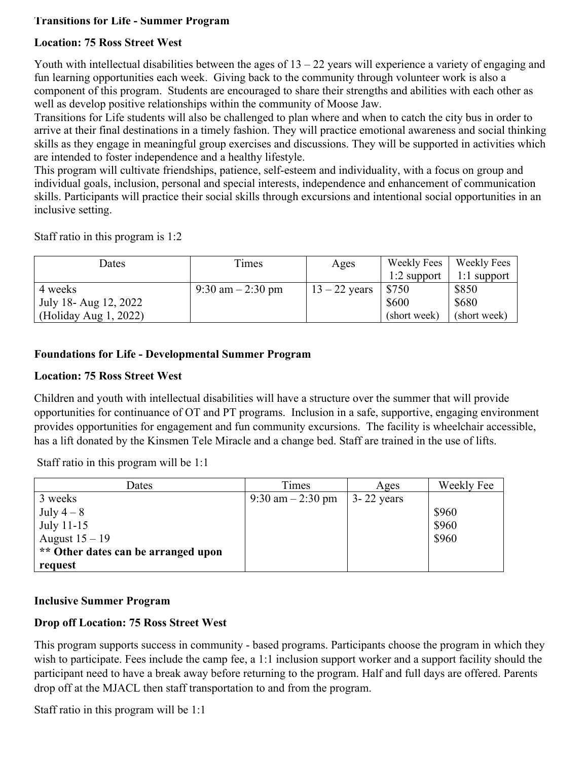**Transitions for Life - Summer Program**

**Location: 75 Ross Street West**

Youth with intellectual disabilities between the ages of 13 – 22 years will experience a variety of engaging and fun learning opportunities each week. Giving back to the community through volunteer work is also a component of this program. Students are encouraged to share their strengths and abilities with each other as well as develop positive relationships within the community of Moose Jaw.

Transitions for Life students will also be challenged to plan where and when to catch the city bus in order to arrive at their final destinations in a timely fashion. They will practice emotional awareness and social thinking skills as they engage in meaningful group exercises and discussions. They will be supported in activities which are intended to foster independence and a healthy lifestyle.

This program will cultivate friendships, patience, self-esteem and individuality, with a focus on group and individual goals, inclusion, personal and special interests, independence and enhancement of communication skills. Participants will practice their social skills through excursions and intentional social opportunities in an inclusive setting.

Staff ratio in this program is 1:2

| Dates | Times | Ages | Weekly Fees 1:2 support | Weekly Fees 1:1 support |
|---|---|---|---|---|
| 4 weeks<br>July 18- Aug 12, 2022<br>(Holiday Aug 1, 2022) | 9:30 am – 2:30 pm | 13 – 22 years | $750<br>$600<br>(short week) | $850<br>$680<br>(short week) |

**Foundations for Life - Developmental Summer Program**

**Location: 75 Ross Street West**

Children and youth with intellectual disabilities will have a structure over the summer that will provide opportunities for continuance of OT and PT programs. Inclusion in a safe, supportive, engaging environment provides opportunities for engagement and fun community excursions. The facility is wheelchair accessible, has a lift donated by the Kinsmen Tele Miracle and a change bed. Staff are trained in the use of lifts.

Staff ratio in this program will be 1:1

| Dates | Times | Ages | Weekly Fee |
|---|---|---|---|
| 3 weeks<br>July 4 – 8<br>July 11-15<br>August 15 – 19<br>**\*\* Other dates can be arranged upon request** | 9:30 am – 2:30 pm | 3- 22 years | <br>$960<br>$960<br>$960 |

**Inclusive Summer Program**

**Drop off Location: 75 Ross Street West**

This program supports success in community - based programs. Participants choose the program in which they wish to participate. Fees include the camp fee, a 1:1 inclusion support worker and a support facility should the participant need to have a break away before returning to the program. Half and full days are offered. Parents drop off at the MJACL then staff transportation to and from the program.

Staff ratio in this program will be 1:1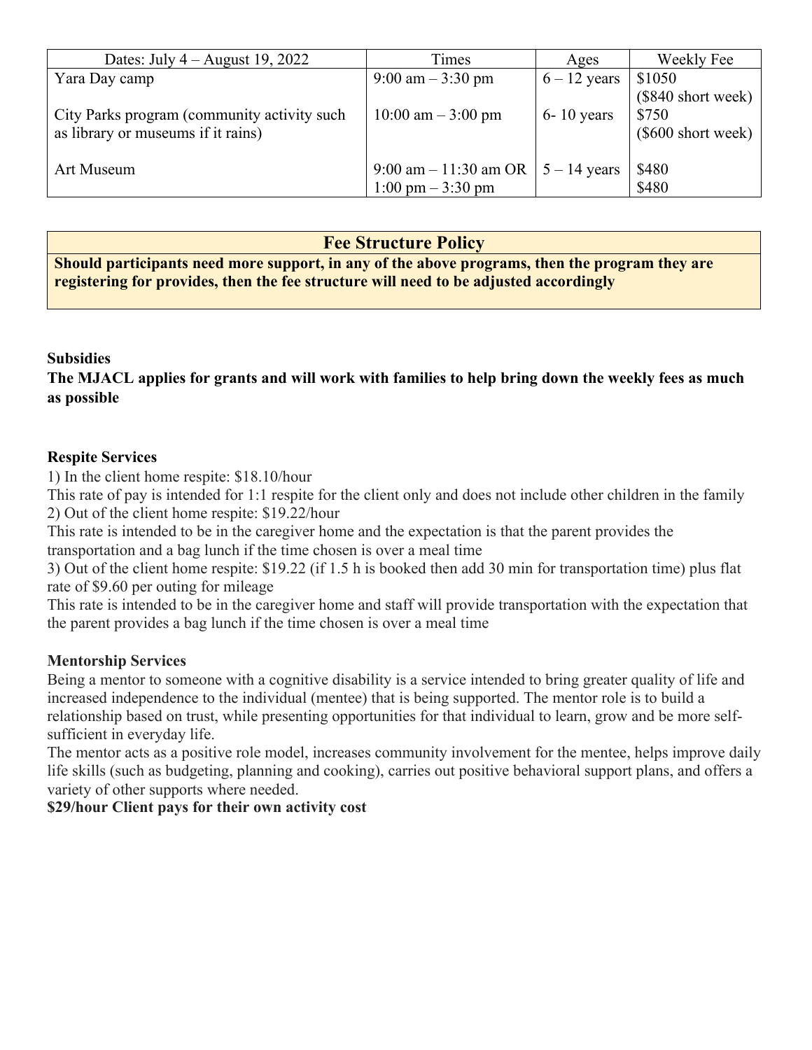| Dates: July 4 – August 19, 2022 | Times | Ages | Weekly Fee |
|---|---|---|---|
| Yara Day camp | 9:00 am – 3:30 pm | 6 – 12 years | $1050 ($840 short week) |
| City Parks program (community activity such as library or museums if it rains) | 10:00 am – 3:00 pm | 6- 10 years | $750 ($600 short week) |
| Art Museum | 9:00 am – 11:30 am OR 1:00 pm – 3:30 pm | 5 – 14 years | $480 $480 |

## Fee Structure Policy

**Should participants need more support, in any of the above programs, then the program they are registering for provides, then the fee structure will need to be adjusted accordingly**

**Subsidies**

**The MJACL applies for grants and will work with families to help bring down the weekly fees as much as possible**

**Respite Services**

1) In the client home respite: $18.10/hour

This rate of pay is intended for 1:1 respite for the client only and does not include other children in the family

2) Out of the client home respite: $19.22/hour

This rate is intended to be in the caregiver home and the expectation is that the parent provides the transportation and a bag lunch if the time chosen is over a meal time

3) Out of the client home respite: $19.22 (if 1.5 h is booked then add 30 min for transportation time) plus flat rate of $9.60 per outing for mileage

This rate is intended to be in the caregiver home and staff will provide transportation with the expectation that the parent provides a bag lunch if the time chosen is over a meal time

**Mentorship Services**

Being a mentor to someone with a cognitive disability is a service intended to bring greater quality of life and increased independence to the individual (mentee) that is being supported. The mentor role is to build a relationship based on trust, while presenting opportunities for that individual to learn, grow and be more self-sufficient in everyday life.

The mentor acts as a positive role model, increases community involvement for the mentee, helps improve daily life skills (such as budgeting, planning and cooking), carries out positive behavioral support plans, and offers a variety of other supports where needed.

**$29/hour Client pays for their own activity cost**